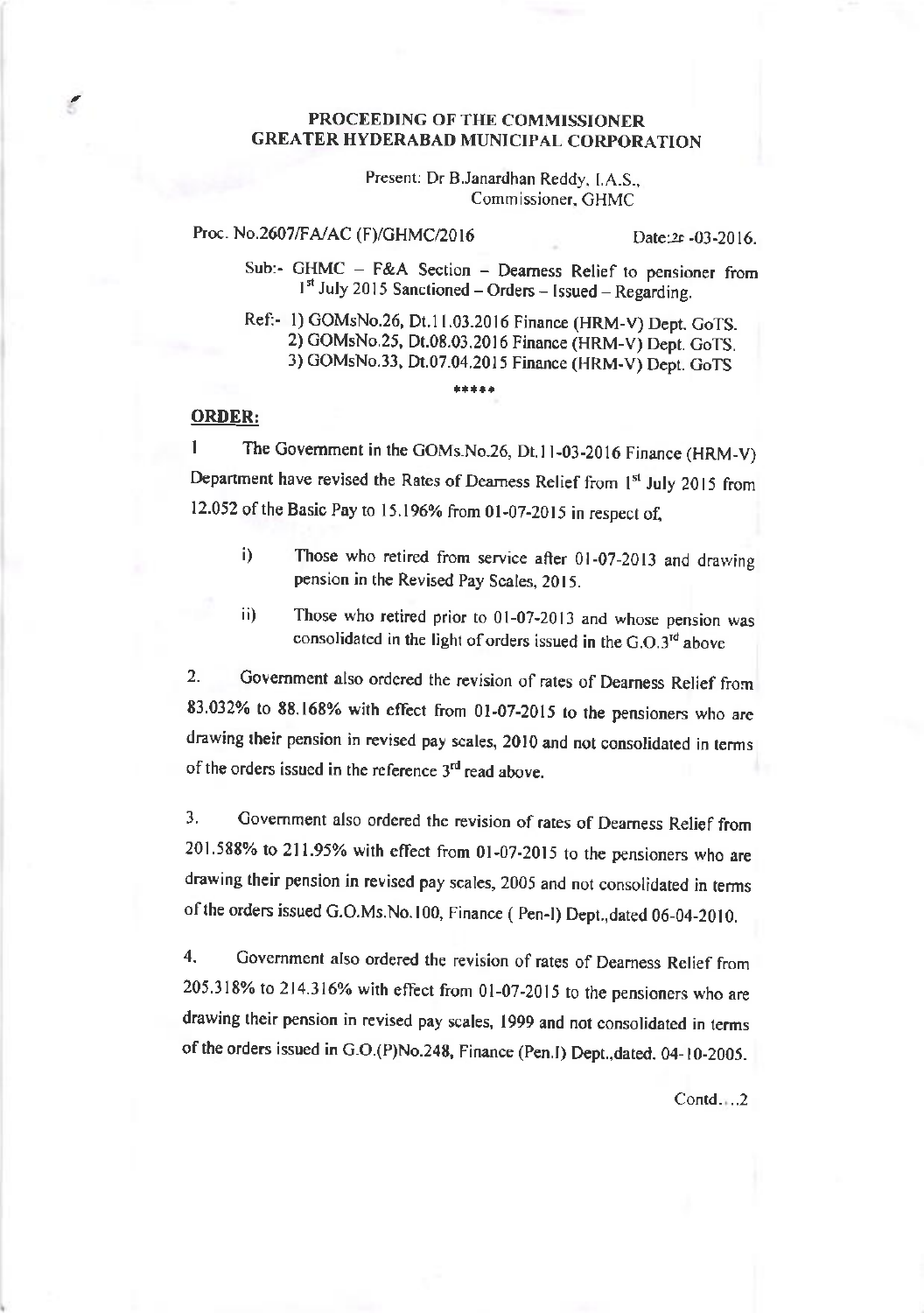**PROCEEDING OF THE COMMISSIONER**
**GREATER HYDERABAD MUNICIPAL CORPORATION**

Present: Dr B.Janardhan Reddy, I.A.S.,
Commissioner, GHMC

Proc. No.2607/FA/AC (F)/GHMC/2016 Date:26-03-2016.

Sub:- GHMC – F&A Section – Dearness Relief to pensioner from 1st July 2015 Sanctioned – Orders – Issued – Regarding.

Ref:- 1) GOMsNo.26, Dt.11.03.2016 Finance (HRM-V) Dept. GoTS.
2) GOMsNo.25, Dt.08.03.2016 Finance (HRM-V) Dept. GoTS.
3) GOMsNo.33, Dt.07.04.2015 Finance (HRM-V) Dept. GoTS

\*\*\*\*\*

**ORDER:**

1 The Government in the GOMs.No.26, Dt.11-03-2016 Finance (HRM-V) Department have revised the Rates of Dearness Relief from 1st July 2015 from 12.052 of the Basic Pay to 15.196% from 01-07-2015 in respect of,

i) Those who retired from service after 01-07-2013 and drawing pension in the Revised Pay Scales, 2015.

ii) Those who retired prior to 01-07-2013 and whose pension was consolidated in the light of orders issued in the G.O.3rd above

2. Government also ordered the revision of rates of Dearness Relief from 83.032% to 88.168% with effect from 01-07-2015 to the pensioners who are drawing their pension in revised pay scales, 2010 and not consolidated in terms of the orders issued in the reference 3rd read above.

3. Government also ordered the revision of rates of Dearness Relief from 201.588% to 211.95% with effect from 01-07-2015 to the pensioners who are drawing their pension in revised pay scales, 2005 and not consolidated in terms of the orders issued G.O.Ms.No.100, Finance ( Pen-I) Dept.,dated 06-04-2010.

4. Government also ordered the revision of rates of Dearness Relief from 205.318% to 214.316% with effect from 01-07-2015 to the pensioners who are drawing their pension in revised pay scales, 1999 and not consolidated in terms of the orders issued in G.O.(P)No.248, Finance (Pen.I) Dept.,dated. 04-10-2005.

Contd....2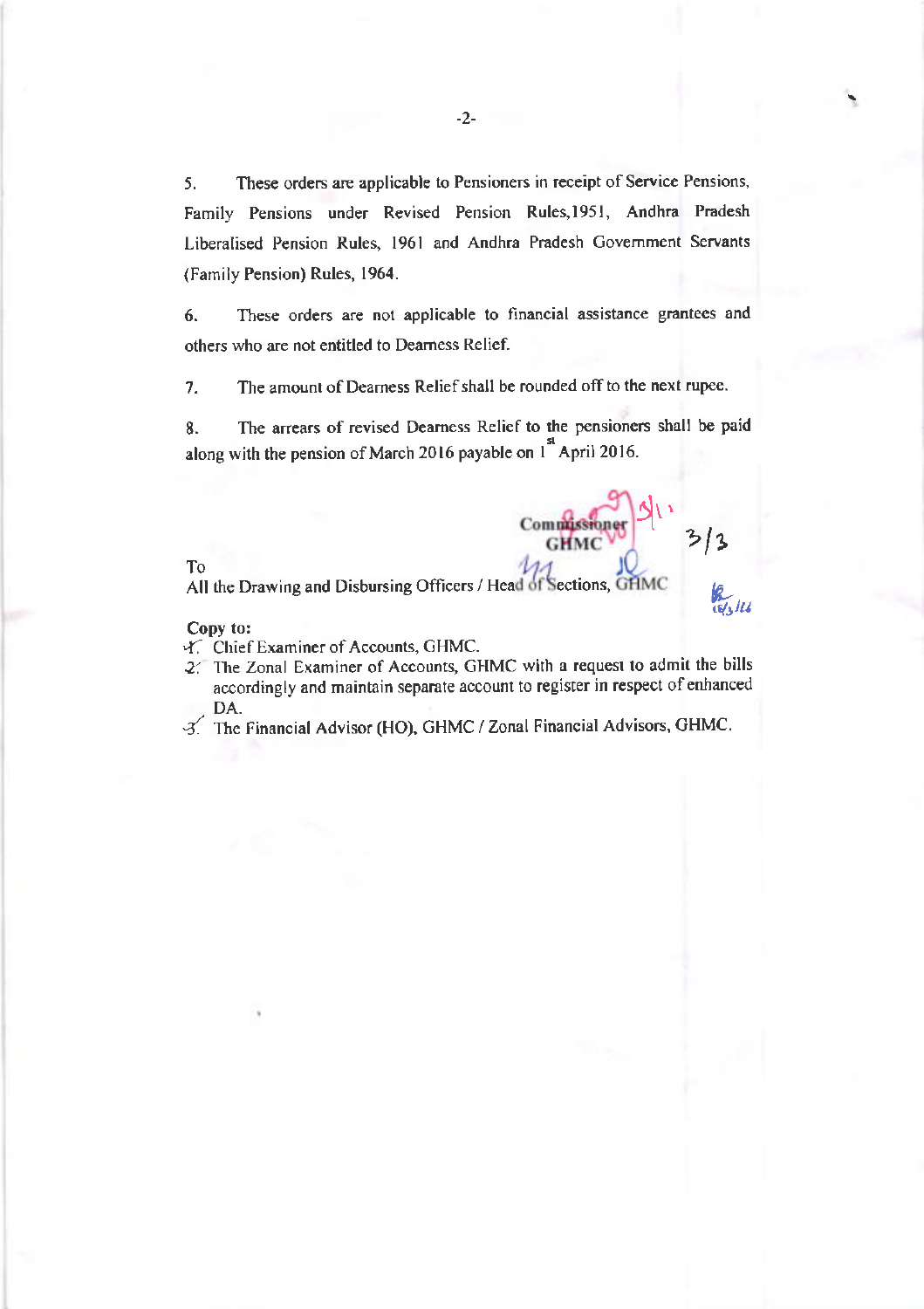5. These orders are applicable to Pensioners in receipt of Service Pensions, Family Pensions under Revised Pension Rules,1951, Andhra Pradesh Liberalised Pension Rules, 1961 and Andhra Pradesh Government Servants (Family Pension) Rules, 1964.

6. These orders are not applicable to financial assistance grantees and others who are not entitled to Dearness Relief.

7. The amount of Dearness Relief shall be rounded off to the next rupee.

8. The arrears of revised Dearness Relief to the pensioners shall be paid along with the pension of March 2016 payable on 1st April 2016.

**Commissioner**
**GHMC**

To
All the Drawing and Disbursing Officers / Head of Sections, GHMC

**Copy to:**

1. Chief Examiner of Accounts, GHMC.
2. The Zonal Examiner of Accounts, GHMC with a request to admit the bills accordingly and maintain separate account to register in respect of enhanced DA.
3. The Financial Advisor (HO), GHMC / Zonal Financial Advisors, GHMC.